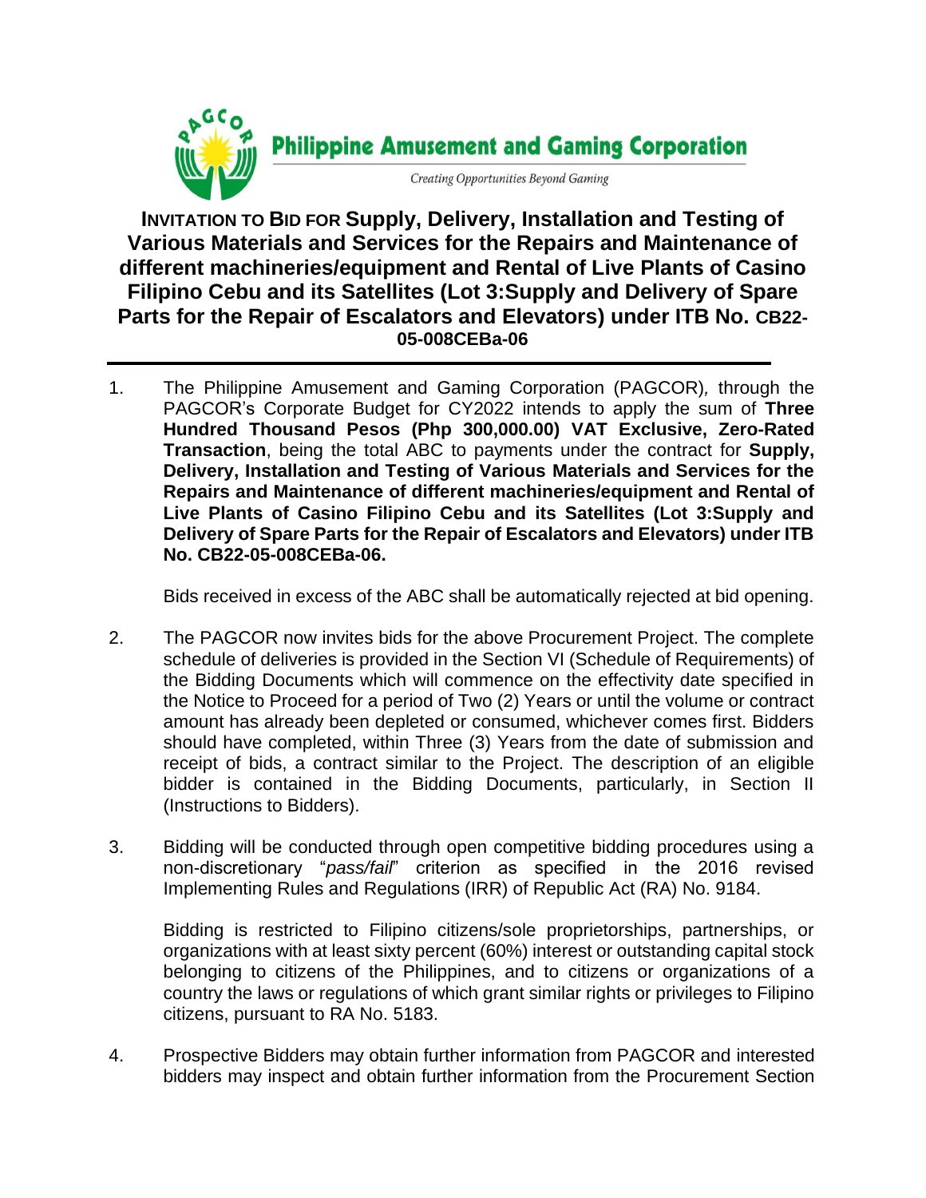**Philippine Amusement and Gaming Corporation**

*Creating Opportunities Beyond Gaming*

# INVITATION TO BID FOR Supply, Delivery, Installation and Testing of Various Materials and Services for the Repairs and Maintenance of different machineries/equipment and Rental of Live Plants of Casino Filipino Cebu and its Satellites (Lot 3:Supply and Delivery of Spare Parts for the Repair of Escalators and Elevators) under ITB No. CB22-05-008CEBa-06

---

1. The Philippine Amusement and Gaming Corporation (PAGCOR), through the PAGCOR's Corporate Budget for CY2022 intends to apply the sum of **Three Hundred Thousand Pesos (Php 300,000.00) VAT Exclusive, Zero-Rated Transaction**, being the total ABC to payments under the contract for **Supply, Delivery, Installation and Testing of Various Materials and Services for the Repairs and Maintenance of different machineries/equipment and Rental of Live Plants of Casino Filipino Cebu and its Satellites (Lot 3:Supply and Delivery of Spare Parts for the Repair of Escalators and Elevators) under ITB No. CB22-05-008CEBa-06.**

   Bids received in excess of the ABC shall be automatically rejected at bid opening.

2. The PAGCOR now invites bids for the above Procurement Project. The complete schedule of deliveries is provided in the Section VI (Schedule of Requirements) of the Bidding Documents which will commence on the effectivity date specified in the Notice to Proceed for a period of Two (2) Years or until the volume or contract amount has already been depleted or consumed, whichever comes first. Bidders should have completed, within Three (3) Years from the date of submission and receipt of bids, a contract similar to the Project. The description of an eligible bidder is contained in the Bidding Documents, particularly, in Section II (Instructions to Bidders).

3. Bidding will be conducted through open competitive bidding procedures using a non-discretionary "*pass/fail*" criterion as specified in the 2016 revised Implementing Rules and Regulations (IRR) of Republic Act (RA) No. 9184.

   Bidding is restricted to Filipino citizens/sole proprietorships, partnerships, or organizations with at least sixty percent (60%) interest or outstanding capital stock belonging to citizens of the Philippines, and to citizens or organizations of a country the laws or regulations of which grant similar rights or privileges to Filipino citizens, pursuant to RA No. 5183.

4. Prospective Bidders may obtain further information from PAGCOR and interested bidders may inspect and obtain further information from the Procurement Section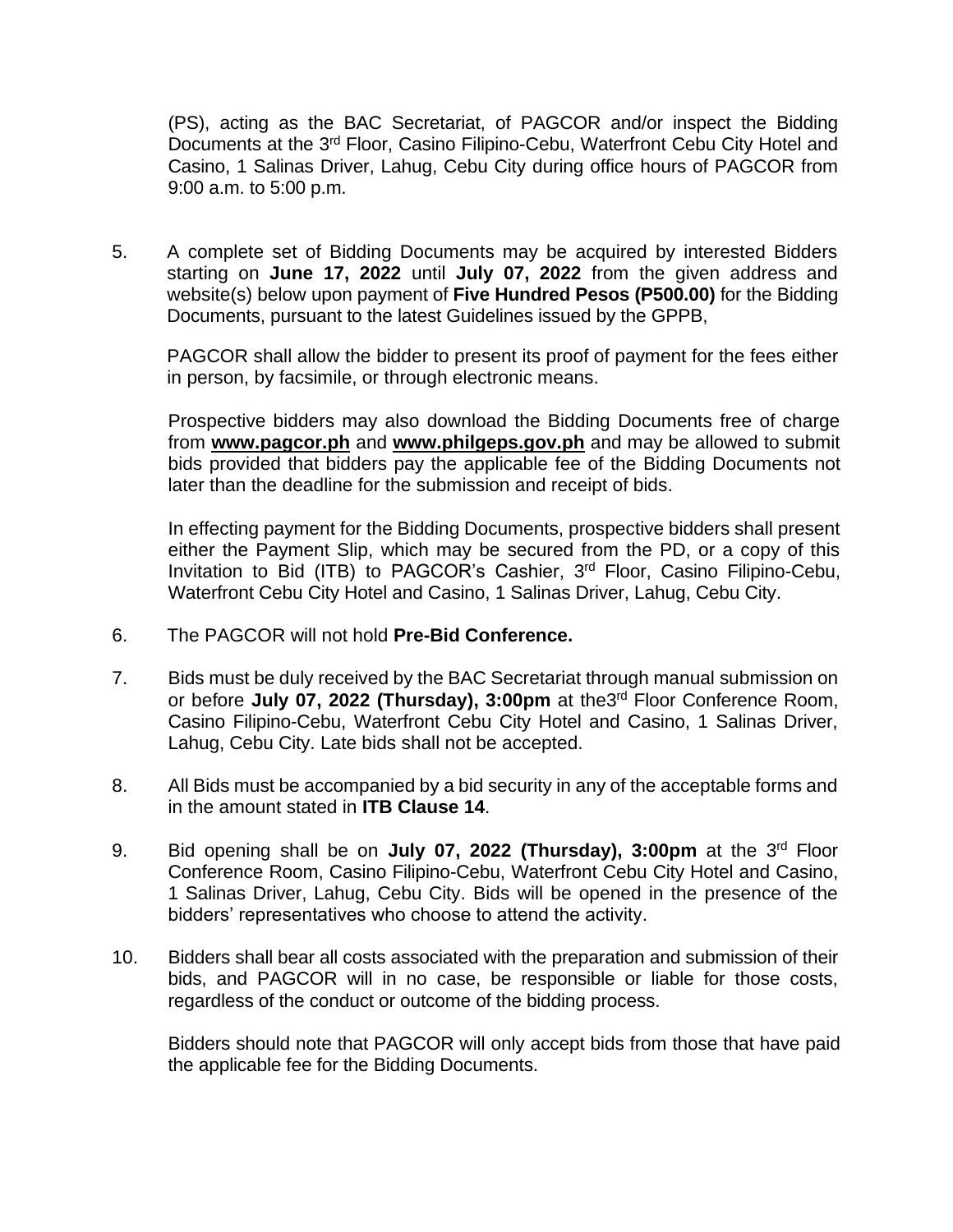(PS), acting as the BAC Secretariat, of PAGCOR and/or inspect the Bidding Documents at the 3rd Floor, Casino Filipino-Cebu, Waterfront Cebu City Hotel and Casino, 1 Salinas Driver, Lahug, Cebu City during office hours of PAGCOR from 9:00 a.m. to 5:00 p.m.

5. A complete set of Bidding Documents may be acquired by interested Bidders starting on **June 17, 2022** until **July 07, 2022** from the given address and website(s) below upon payment of **Five Hundred Pesos (P500.00)** for the Bidding Documents, pursuant to the latest Guidelines issued by the GPPB,

   PAGCOR shall allow the bidder to present its proof of payment for the fees either in person, by facsimile, or through electronic means.

   Prospective bidders may also download the Bidding Documents free of charge from **www.pagcor.ph** and **www.philgeps.gov.ph** and may be allowed to submit bids provided that bidders pay the applicable fee of the Bidding Documents not later than the deadline for the submission and receipt of bids.

   In effecting payment for the Bidding Documents, prospective bidders shall present either the Payment Slip, which may be secured from the PD, or a copy of this Invitation to Bid (ITB) to PAGCOR's Cashier, 3rd Floor, Casino Filipino-Cebu, Waterfront Cebu City Hotel and Casino, 1 Salinas Driver, Lahug, Cebu City.

6. The PAGCOR will not hold **Pre-Bid Conference.**

7. Bids must be duly received by the BAC Secretariat through manual submission on or before **July 07, 2022 (Thursday), 3:00pm** at the3rd Floor Conference Room, Casino Filipino-Cebu, Waterfront Cebu City Hotel and Casino, 1 Salinas Driver, Lahug, Cebu City. Late bids shall not be accepted.

8. All Bids must be accompanied by a bid security in any of the acceptable forms and in the amount stated in **ITB Clause 14**.

9. Bid opening shall be on **July 07, 2022 (Thursday), 3:00pm** at the 3rd Floor Conference Room, Casino Filipino-Cebu, Waterfront Cebu City Hotel and Casino, 1 Salinas Driver, Lahug, Cebu City. Bids will be opened in the presence of the bidders' representatives who choose to attend the activity.

10. Bidders shall bear all costs associated with the preparation and submission of their bids, and PAGCOR will in no case, be responsible or liable for those costs, regardless of the conduct or outcome of the bidding process.

    Bidders should note that PAGCOR will only accept bids from those that have paid the applicable fee for the Bidding Documents.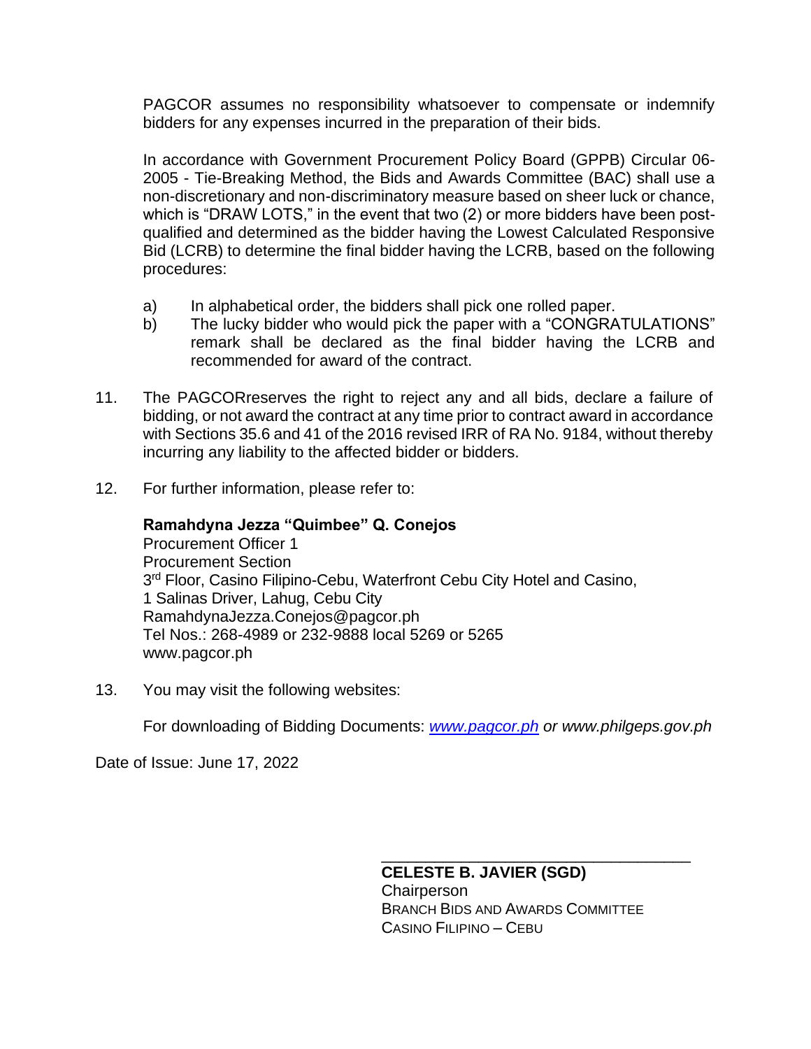PAGCOR assumes no responsibility whatsoever to compensate or indemnify bidders for any expenses incurred in the preparation of their bids.

In accordance with Government Procurement Policy Board (GPPB) Circular 06-2005 - Tie-Breaking Method, the Bids and Awards Committee (BAC) shall use a non-discretionary and non-discriminatory measure based on sheer luck or chance, which is "DRAW LOTS," in the event that two (2) or more bidders have been post-qualified and determined as the bidder having the Lowest Calculated Responsive Bid (LCRB) to determine the final bidder having the LCRB, based on the following procedures:

a) In alphabetical order, the bidders shall pick one rolled paper.
b) The lucky bidder who would pick the paper with a "CONGRATULATIONS" remark shall be declared as the final bidder having the LCRB and recommended for award of the contract.

11. The PAGCORreserves the right to reject any and all bids, declare a failure of bidding, or not award the contract at any time prior to contract award in accordance with Sections 35.6 and 41 of the 2016 revised IRR of RA No. 9184, without thereby incurring any liability to the affected bidder or bidders.

12. For further information, please refer to:

    **Ramahdyna Jezza "Quimbee" Q. Conejos**
    Procurement Officer 1
    Procurement Section
    3rd Floor, Casino Filipino-Cebu, Waterfront Cebu City Hotel and Casino,
    1 Salinas Driver, Lahug, Cebu City
    RamahdynaJezza.Conejos@pagcor.ph
    Tel Nos.: 268-4989 or 232-9888 local 5269 or 5265
    www.pagcor.ph

13. You may visit the following websites:

    For downloading of Bidding Documents: *www.pagcor.ph or www.philgeps.gov.ph*

Date of Issue: June 17, 2022

**CELESTE B. JAVIER (SGD)**
Chairperson
BRANCH BIDS AND AWARDS COMMITTEE
CASINO FILIPINO – CEBU